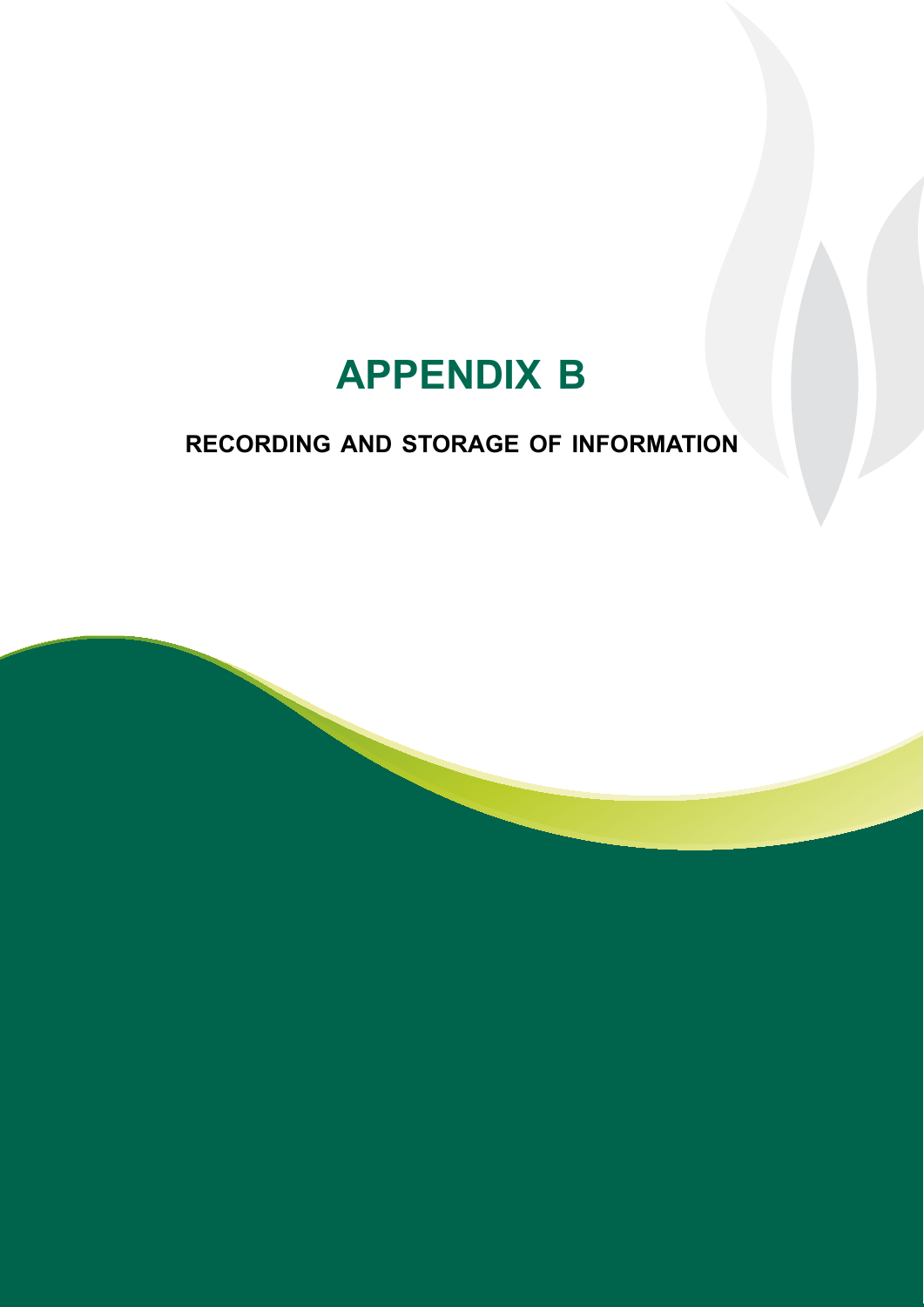# APPENDIX B

## RECORDING AND STORAGE OF INFORMATION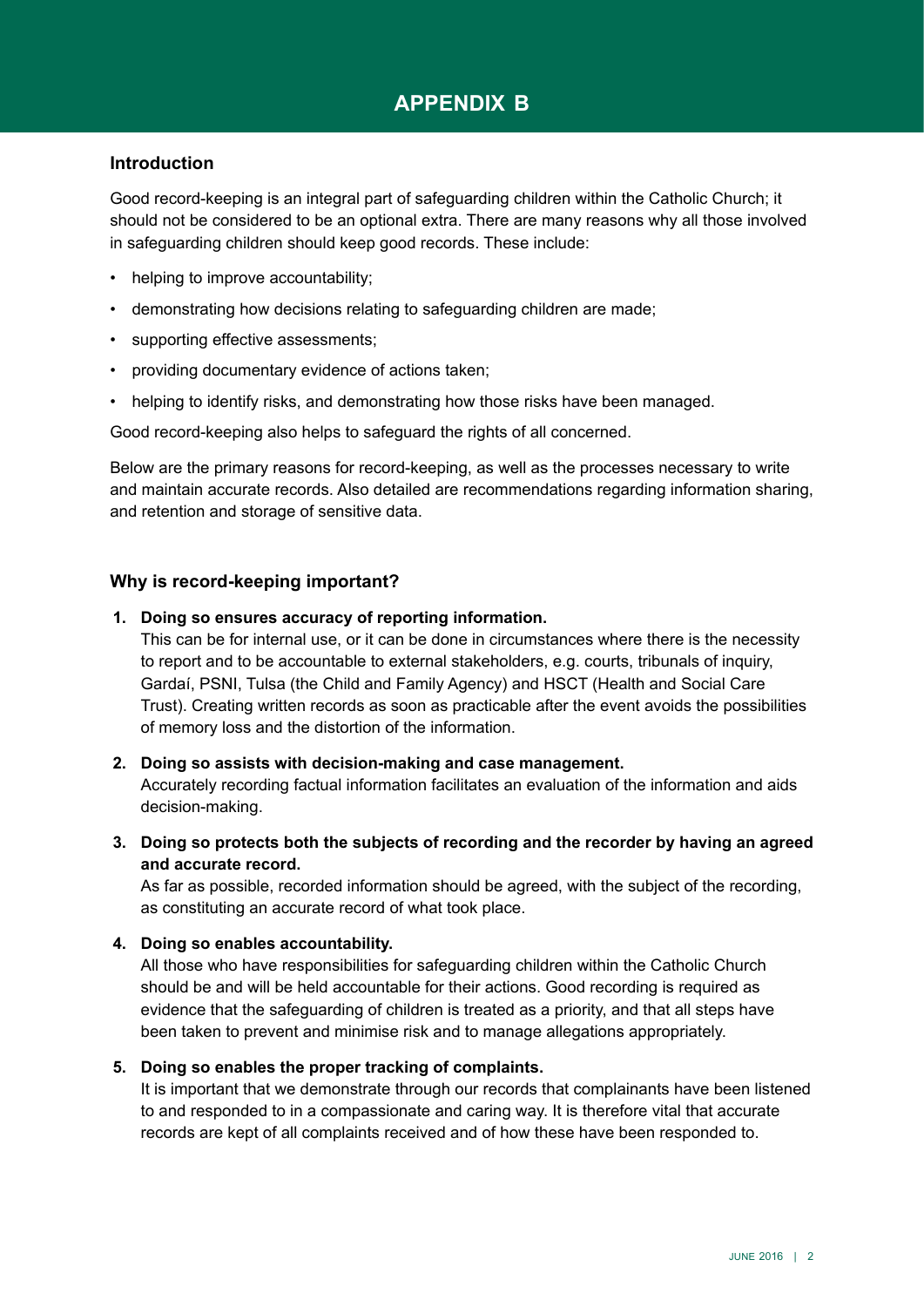# APPENDIX B

## Introduction

Good record-keeping is an integral part of safeguarding children within the Catholic Church; it should not be considered to be an optional extra. There are many reasons why all those involved in safeguarding children should keep good records. These include:

- helping to improve accountability;
- demonstrating how decisions relating to safeguarding children are made;
- supporting effective assessments;
- providing documentary evidence of actions taken;
- helping to identify risks, and demonstrating how those risks have been managed.

Good record-keeping also helps to safeguard the rights of all concerned.

Below are the primary reasons for record-keeping, as well as the processes necessary to write and maintain accurate records. Also detailed are recommendations regarding information sharing, and retention and storage of sensitive data.

## Why is record-keeping important?

1. **Doing so ensures accuracy of reporting information.**
   This can be for internal use, or it can be done in circumstances where there is the necessity to report and to be accountable to external stakeholders, e.g. courts, tribunals of inquiry, Gardaí, PSNI, Tulsa (the Child and Family Agency) and HSCT (Health and Social Care Trust). Creating written records as soon as practicable after the event avoids the possibilities of memory loss and the distortion of the information.

2. **Doing so assists with decision-making and case management.**
   Accurately recording factual information facilitates an evaluation of the information and aids decision-making.

3. **Doing so protects both the subjects of recording and the recorder by having an agreed and accurate record.**
   As far as possible, recorded information should be agreed, with the subject of the recording, as constituting an accurate record of what took place.

4. **Doing so enables accountability.**
   All those who have responsibilities for safeguarding children within the Catholic Church should be and will be held accountable for their actions. Good recording is required as evidence that the safeguarding of children is treated as a priority, and that all steps have been taken to prevent and minimise risk and to manage allegations appropriately.

5. **Doing so enables the proper tracking of complaints.**
   It is important that we demonstrate through our records that complainants have been listened to and responded to in a compassionate and caring way. It is therefore vital that accurate records are kept of all complaints received and of how these have been responded to.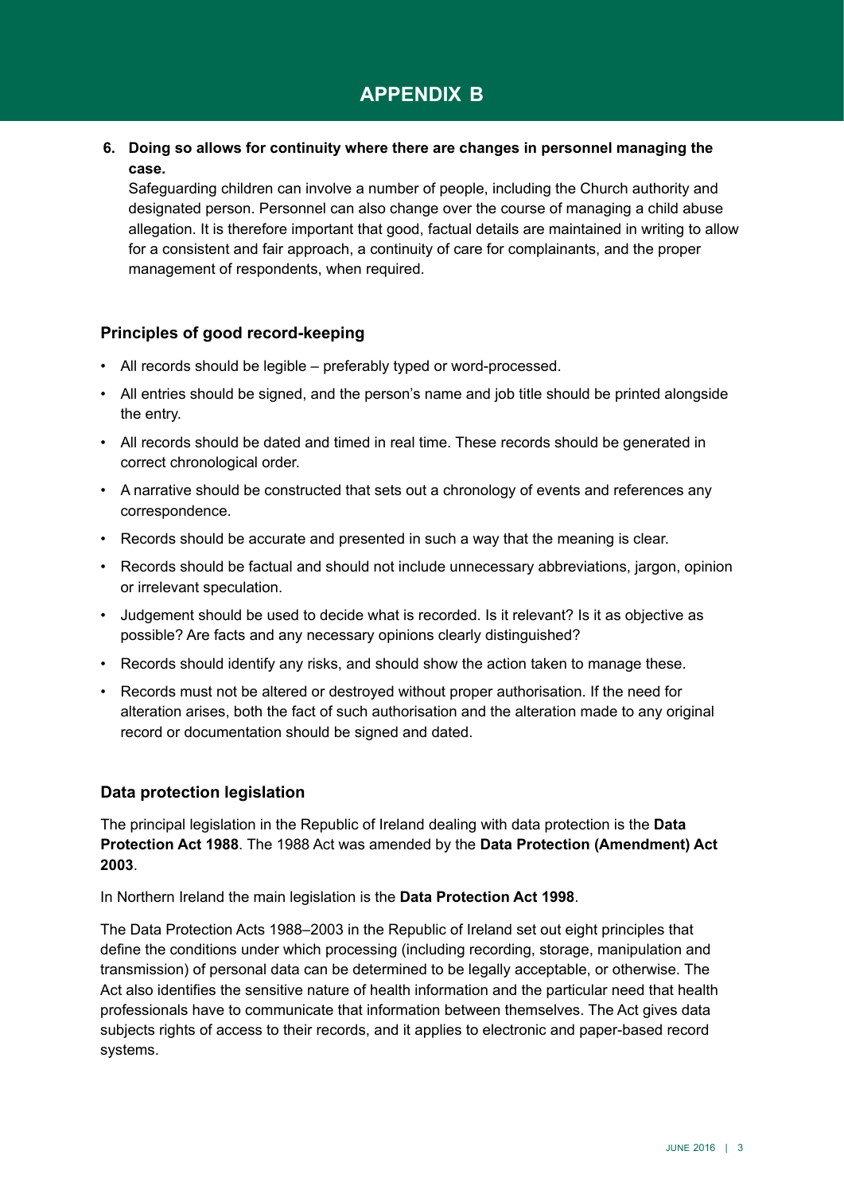# APPENDIX B

6. **Doing so allows for continuity where there are changes in personnel managing the case.**

   Safeguarding children can involve a number of people, including the Church authority and designated person. Personnel can also change over the course of managing a child abuse allegation. It is therefore important that good, factual details are maintained in writing to allow for a consistent and fair approach, a continuity of care for complainants, and the proper management of respondents, when required.

## Principles of good record-keeping

- All records should be legible – preferably typed or word-processed.
- All entries should be signed, and the person's name and job title should be printed alongside the entry.
- All records should be dated and timed in real time. These records should be generated in correct chronological order.
- A narrative should be constructed that sets out a chronology of events and references any correspondence.
- Records should be accurate and presented in such a way that the meaning is clear.
- Records should be factual and should not include unnecessary abbreviations, jargon, opinion or irrelevant speculation.
- Judgement should be used to decide what is recorded. Is it relevant? Is it as objective as possible? Are facts and any necessary opinions clearly distinguished?
- Records should identify any risks, and should show the action taken to manage these.
- Records must not be altered or destroyed without proper authorisation. If the need for alteration arises, both the fact of such authorisation and the alteration made to any original record or documentation should be signed and dated.

## Data protection legislation

The principal legislation in the Republic of Ireland dealing with data protection is the **Data Protection Act 1988**. The 1988 Act was amended by the **Data Protection (Amendment) Act 2003**.

In Northern Ireland the main legislation is the **Data Protection Act 1998**.

The Data Protection Acts 1988–2003 in the Republic of Ireland set out eight principles that define the conditions under which processing (including recording, storage, manipulation and transmission) of personal data can be determined to be legally acceptable, or otherwise. The Act also identifies the sensitive nature of health information and the particular need that health professionals have to communicate that information between themselves. The Act gives data subjects rights of access to their records, and it applies to electronic and paper-based record systems.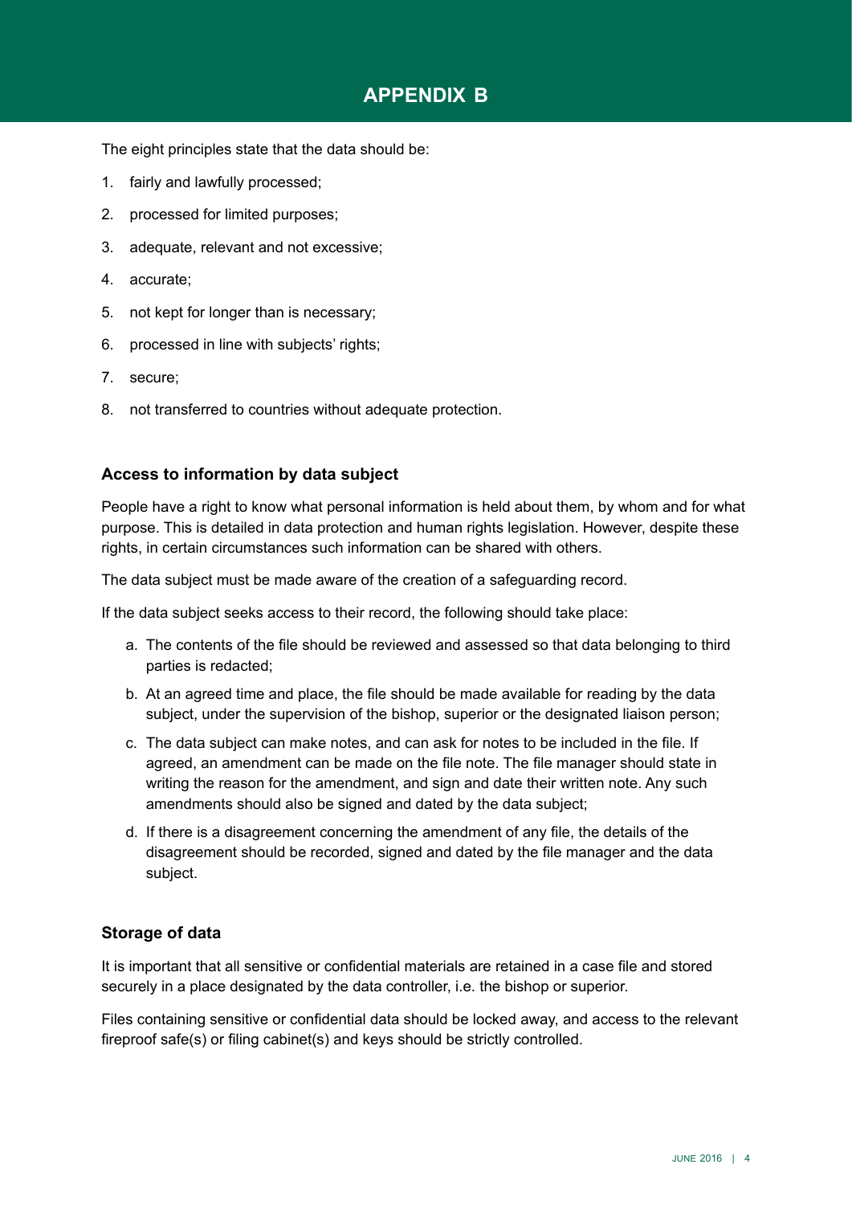# APPENDIX B

The eight principles state that the data should be:

1. fairly and lawfully processed;
2. processed for limited purposes;
3. adequate, relevant and not excessive;
4. accurate;
5. not kept for longer than is necessary;
6. processed in line with subjects' rights;
7. secure;
8. not transferred to countries without adequate protection.

### Access to information by data subject

People have a right to know what personal information is held about them, by whom and for what purpose. This is detailed in data protection and human rights legislation. However, despite these rights, in certain circumstances such information can be shared with others.

The data subject must be made aware of the creation of a safeguarding record.

If the data subject seeks access to their record, the following should take place:

a. The contents of the file should be reviewed and assessed so that data belonging to third parties is redacted;
b. At an agreed time and place, the file should be made available for reading by the data subject, under the supervision of the bishop, superior or the designated liaison person;
c. The data subject can make notes, and can ask for notes to be included in the file. If agreed, an amendment can be made on the file note. The file manager should state in writing the reason for the amendment, and sign and date their written note. Any such amendments should also be signed and dated by the data subject;
d. If there is a disagreement concerning the amendment of any file, the details of the disagreement should be recorded, signed and dated by the file manager and the data subject.

### Storage of data

It is important that all sensitive or confidential materials are retained in a case file and stored securely in a place designated by the data controller, i.e. the bishop or superior.

Files containing sensitive or confidential data should be locked away, and access to the relevant fireproof safe(s) or filing cabinet(s) and keys should be strictly controlled.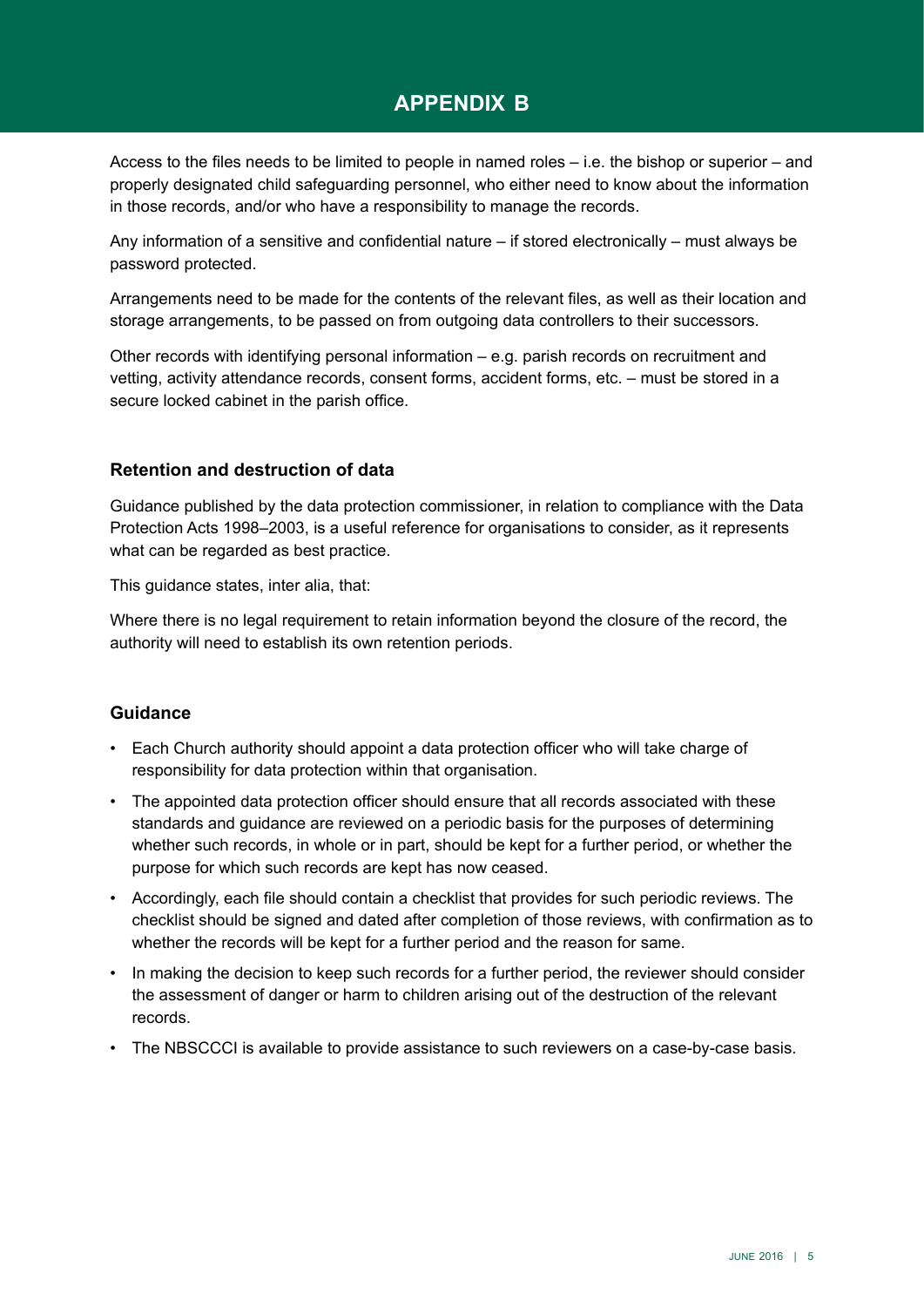# APPENDIX B

Access to the files needs to be limited to people in named roles – i.e. the bishop or superior – and properly designated child safeguarding personnel, who either need to know about the information in those records, and/or who have a responsibility to manage the records.

Any information of a sensitive and confidential nature – if stored electronically – must always be password protected.

Arrangements need to be made for the contents of the relevant files, as well as their location and storage arrangements, to be passed on from outgoing data controllers to their successors.

Other records with identifying personal information – e.g. parish records on recruitment and vetting, activity attendance records, consent forms, accident forms, etc. – must be stored in a secure locked cabinet in the parish office.

### Retention and destruction of data

Guidance published by the data protection commissioner, in relation to compliance with the Data Protection Acts 1998–2003, is a useful reference for organisations to consider, as it represents what can be regarded as best practice.

This guidance states, inter alia, that:

Where there is no legal requirement to retain information beyond the closure of the record, the authority will need to establish its own retention periods.

### Guidance

- Each Church authority should appoint a data protection officer who will take charge of responsibility for data protection within that organisation.
- The appointed data protection officer should ensure that all records associated with these standards and guidance are reviewed on a periodic basis for the purposes of determining whether such records, in whole or in part, should be kept for a further period, or whether the purpose for which such records are kept has now ceased.
- Accordingly, each file should contain a checklist that provides for such periodic reviews. The checklist should be signed and dated after completion of those reviews, with confirmation as to whether the records will be kept for a further period and the reason for same.
- In making the decision to keep such records for a further period, the reviewer should consider the assessment of danger or harm to children arising out of the destruction of the relevant records.
- The NBSCCCI is available to provide assistance to such reviewers on a case-by-case basis.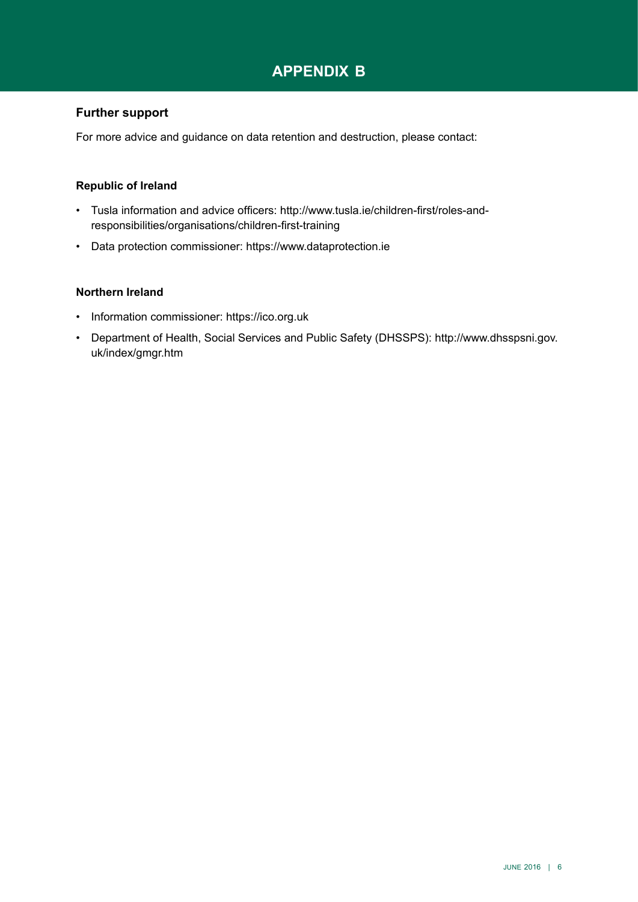# APPENDIX B

## Further support

For more advice and guidance on data retention and destruction, please contact:

### Republic of Ireland

- Tusla information and advice officers: http://www.tusla.ie/children-first/roles-and-responsibilities/organisations/children-first-training
- Data protection commissioner: https://www.dataprotection.ie

### Northern Ireland

- Information commissioner: https://ico.org.uk
- Department of Health, Social Services and Public Safety (DHSSPS): http://www.dhsspsni.gov.uk/index/gmgr.htm